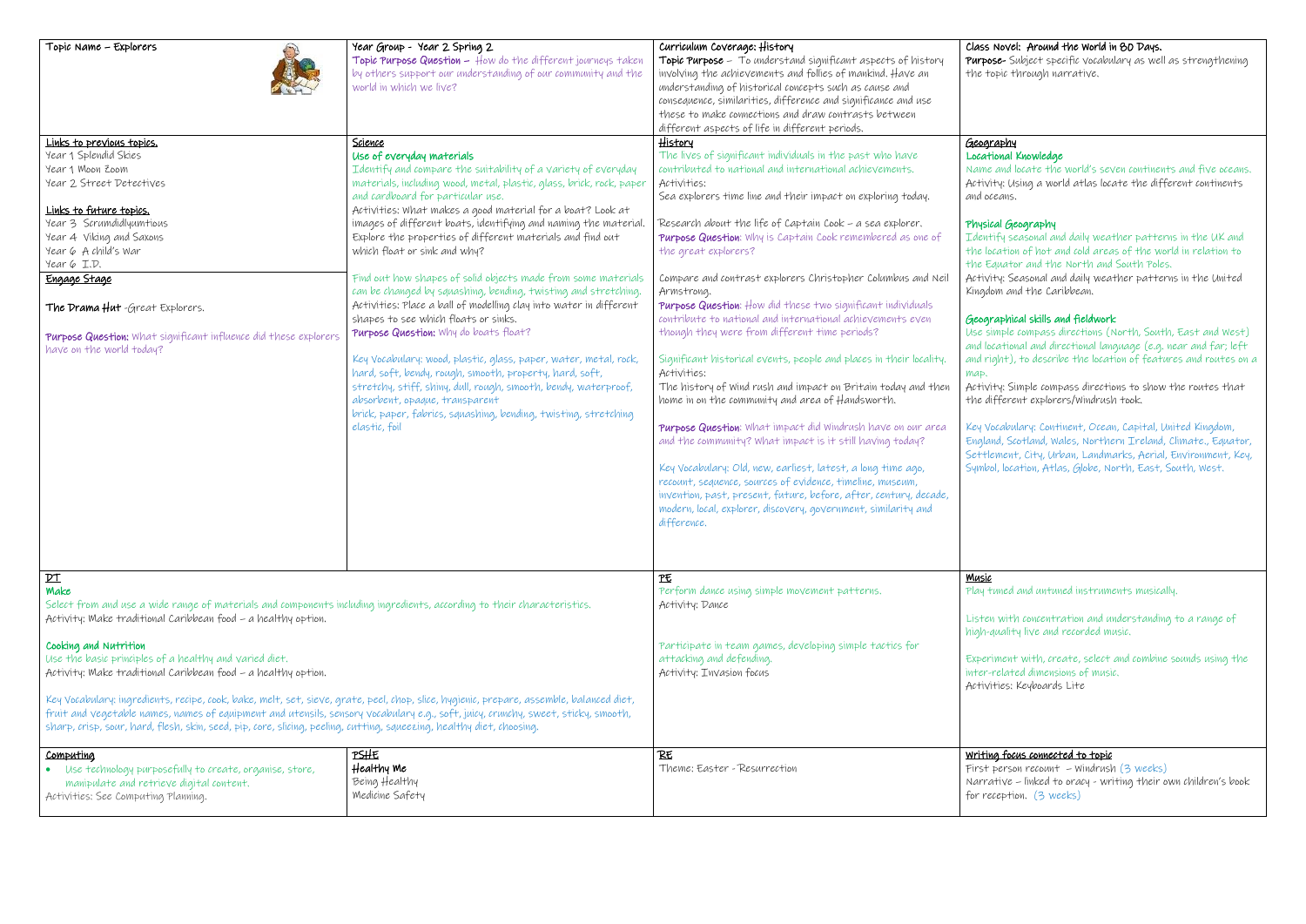**Topic Name – Explorers**

**Year Group - Year 2 Spring 2**

**Topic Purpose Question** – How do the different journeys taken by others support our understanding of our community and the world in which we live?

**Curriculum Coverage: History**

**Topic Purpose** – To understand significant aspects of history involving the achievements and follies of mankind. Have an understanding of historical concepts such as cause and consequence, similarities, difference and significance and use these to make connections and draw contrasts between different aspects of life in different periods.

**Class Novel: Around the World in 80 Days.**

**Purpose-** Subject specific vocabulary as well as strengthening the topic through narrative.

## Links to previous topics.

Year 1 Splendid Skies
Year 1 Moon Zoom
Year 2 Street Detectives

## Links to future topics.

Year 3 Scrumdidlyumtious
Year 4 Viking and Saxons
Year 6 A child's War
Year 6 I.D.

## Engage Stage

**The Drama Hut** -Great Explorers.

**Purpose Question:** What significant influence did these explorers have on the world today?

## Science

**Use of everyday materials**

Identify and compare the suitability of a variety of everyday materials, including wood, metal, plastic, glass, brick, rock, paper and cardboard for particular use.

Activities: What makes a good material for a boat? Look at images of different boats, identifying and naming the material. Explore the properties of different materials and find out which float or sink and why?

Find out how shapes of solid objects made from some materials can be changed by squashing, bending, twisting and stretching.

Activities: Place a ball of modelling clay into water in different shapes to see which floats or sinks.

**Purpose Question:** Why do boats float?

Key Vocabulary: wood, plastic, glass, paper, water, metal, rock, hard, soft, bendy, rough, smooth, property, hard, soft, stretchy, stiff, shiny, dull, rough, smooth, bendy, waterproof, absorbent, opaque, transparent
brick, paper, fabrics, squashing, bending, twisting, stretching elastic, foil

## History

The lives of significant individuals in the past who have contributed to national and international achievements.

Activities:
Sea explorers time line and their impact on exploring today.

Research about the life of Captain Cook – a sea explorer.

**Purpose Question**: Why is Captain Cook remembered as one of the great explorers?

Compare and contrast explorers Christopher Columbus and Neil Armstrong.

**Purpose Question**: How did these two significant individuals contribute to national and international achievements even though they were from different time periods?

Significant historical events, people and places in their locality.

Activities:
The history of Wind rush and impact on Britain today and then home in on the community and area of Handsworth.

**Purpose Question**: What impact did Windrush have on our area and the community? What impact is it still having today?

Key Vocabulary: Old, new, earliest, latest, a long time ago, recount, sequence, sources of evidence, timeline, museum, invention, past, present, future, before, after, century, decade, modern, local, explorer, discovery, government, similarity and difference.

## Geography

**Locational Knowledge**

Name and locate the world's seven continents and five oceans.

Activity: Using a world atlas locate the different continents and oceans.

**Physical Geography**

Identify seasonal and daily weather patterns in the UK and the location of hot and cold areas of the world in relation to the Equator and the North and South Poles.

Activity: Seasonal and daily weather patterns in the United Kingdom and the Caribbean.

**Geographical skills and fieldwork**

Use simple compass directions (North, South, East and West) and locational and directional language (e.g. near and far; left and right), to describe the location of features and routes on a map.

Activity: Simple compass directions to show the routes that the different explorers/Windrush took.

Key Vocabulary: Continent, Ocean, Capital, United Kingdom, England, Scotland, Wales, Northern Ireland, Climate., Equator, Settlement, City, Urban, Landmarks, Aerial, Environment, Key, Symbol, location, Atlas, Globe, North, East, South, West.

## DT

**Make**

Select from and use a wide range of materials and components including ingredients, according to their characteristics.

Activity: Make traditional Caribbean food – a healthy option.

**Cooking and Nutrition**

Use the basic principles of a healthy and varied diet.

Activity: Make traditional Caribbean food – a healthy option.

Key Vocabulary: ingredients, recipe, cook, bake, melt, set, sieve, grate, peel, chop, slice, hygienic, prepare, assemble, balanced diet, fruit and vegetable names, names of equipment and utensils, sensory vocabulary e.g., soft, juicy, crunchy, sweet, sticky, smooth, sharp, crisp, sour, hard, flesh, skin, seed, pip, core, slicing, peeling, cutting, squeezing, healthy diet, choosing.

## PE

Perform dance using simple movement patterns.

Activity: Dance

Participate in team games, developing simple tactics for attacking and defending.

Activity: Invasion focus

## Music

Play tuned and untuned instruments musically.

Listen with concentration and understanding to a range of high-quality live and recorded music.

Experiment with, create, select and combine sounds using the inter-related dimensions of music.

Activities: Keyboards Lite

## Computing

- Use technology purposefully to create, organise, store, manipulate and retrieve digital content.

Activities: See Computing Planning.

## PSHE

**Healthy Me**

Being Healthy
Medicine Safety

## RE

Theme: Easter - Resurrection

## Writing focus connected to topic

First person recount – Windrush (3 weeks)

Narrative – linked to oracy - writing their own children's book for reception. (3 weeks)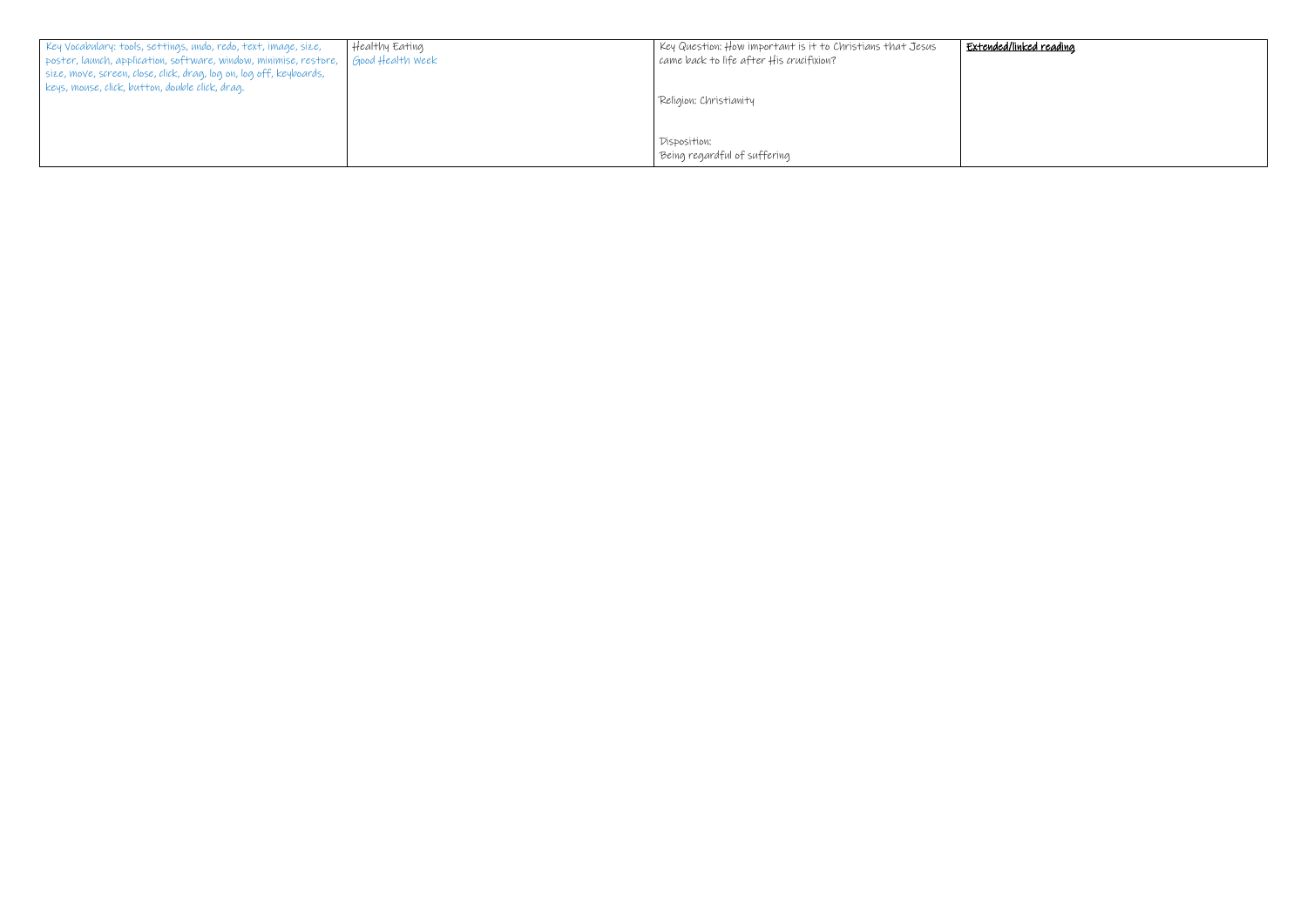| | | | |
|---|---|---|---|
| Key Vocabulary: tools, settings, undo, redo, text, image, size, poster, launch, application, software, window, minimise, restore, size, move, screen, close, click, drag, log on, log off, keyboards, keys, mouse, click, button, double click, drag. | Healthy Eating<br>Good Health Week | Key Question: How important is it to Christians that Jesus came back to life after His crucifixion?<br><br>Religion: Christianity<br><br>Disposition:<br>Being regardful of suffering | **<u>Extended/linked reading</u>** |